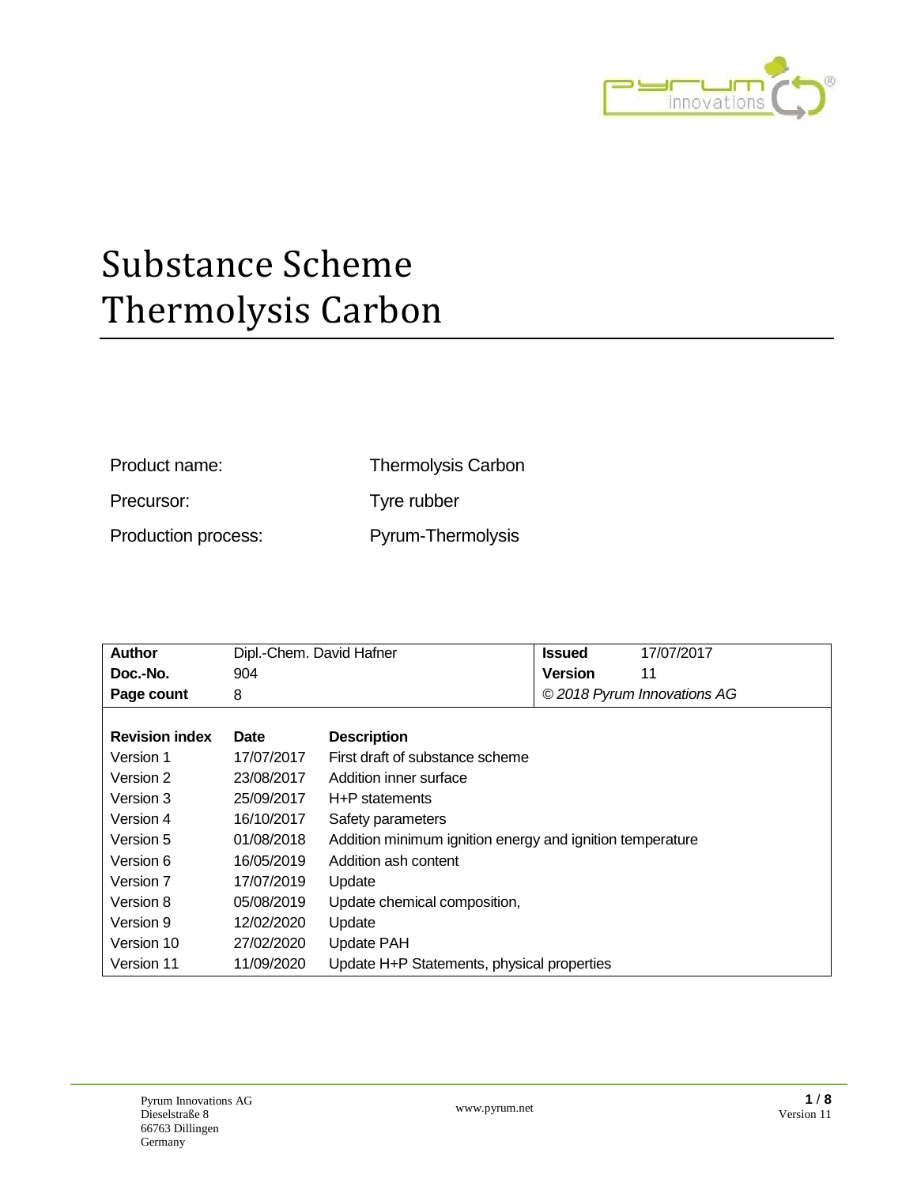# Substance Scheme Thermolysis Carbon

| | |
|---|---|
| Product name: | Thermolysis Carbon |
| Precursor: | Tyre rubber |
| Production process: | Pyrum-Thermolysis |

| **Author** | Dipl.-Chem. David Hafner | **Issued** | 17/07/2017 |
|---|---|---|---|
| **Doc.-No.** | 904 | **Version** | 11 |
| **Page count** | 8 | *© 2018 Pyrum Innovations AG* | |

| **Revision index** | **Date** | **Description** |
|---|---|---|
| Version 1 | 17/07/2017 | First draft of substance scheme |
| Version 2 | 23/08/2017 | Addition inner surface |
| Version 3 | 25/09/2017 | H+P statements |
| Version 4 | 16/10/2017 | Safety parameters |
| Version 5 | 01/08/2018 | Addition minimum ignition energy and ignition temperature |
| Version 6 | 16/05/2019 | Addition ash content |
| Version 7 | 17/07/2019 | Update |
| Version 8 | 05/08/2019 | Update chemical composition, |
| Version 9 | 12/02/2020 | Update |
| Version 10 | 27/02/2020 | Update PAH |
| Version 11 | 11/09/2020 | Update H+P Statements, physical properties |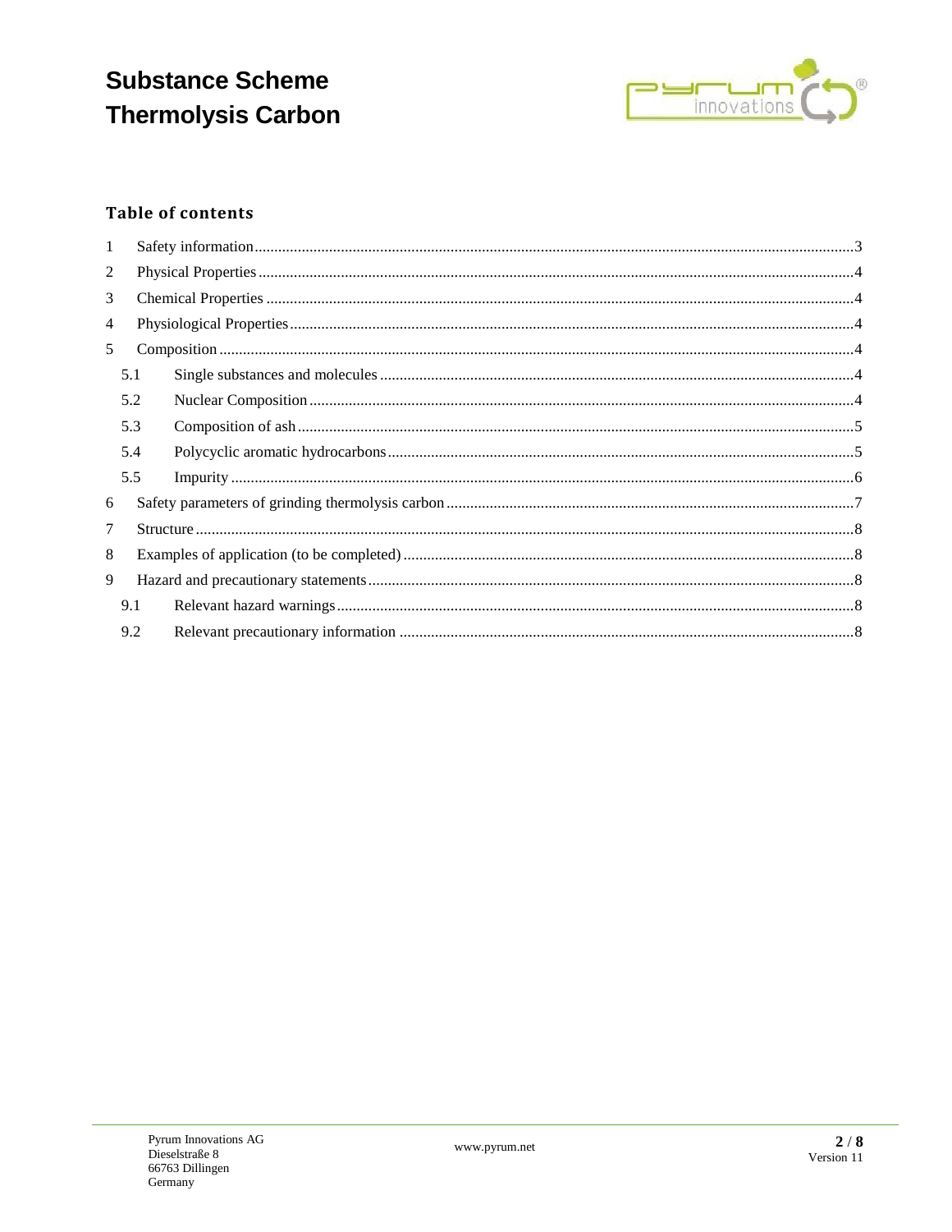# Substance Scheme
# Thermolysis Carbon

## Table of contents

1 Safety information ........ 3
2 Physical Properties ........ 4
3 Chemical Properties ........ 4
4 Physiological Properties ........ 4
5 Composition ........ 4
  5.1 Single substances and molecules ........ 4
  5.2 Nuclear Composition ........ 4
  5.3 Composition of ash ........ 5
  5.4 Polycyclic aromatic hydrocarbons ........ 5
  5.5 Impurity ........ 6
6 Safety parameters of grinding thermolysis carbon ........ 7
7 Structure ........ 8
8 Examples of application (to be completed) ........ 8
9 Hazard and precautionary statements ........ 8
  9.1 Relevant hazard warnings ........ 8
  9.2 Relevant precautionary information ........ 8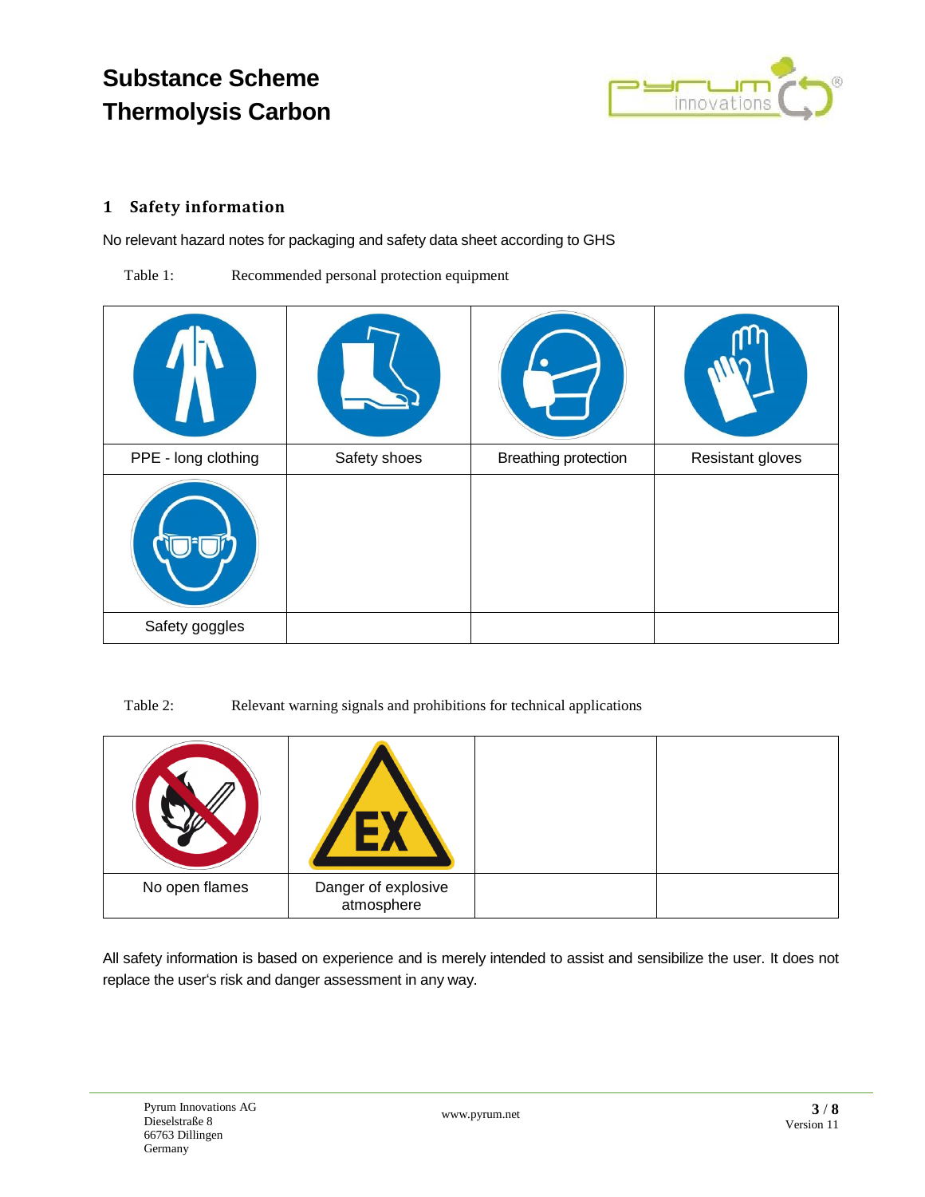## 1 Safety information

No relevant hazard notes for packaging and safety data sheet according to GHS

Table 1: Recommended personal protection equipment

| | | | |
|---|---|---|---|
| PPE - long clothing | Safety shoes | Breathing protection | Resistant gloves |
| | | | |
| Safety goggles | | | |

Table 2: Relevant warning signals and prohibitions for technical applications

| | | | |
|---|---|---|---|
| No open flames | Danger of explosive atmosphere | | |

All safety information is based on experience and is merely intended to assist and sensibilize the user. It does not replace the user's risk and danger assessment in any way.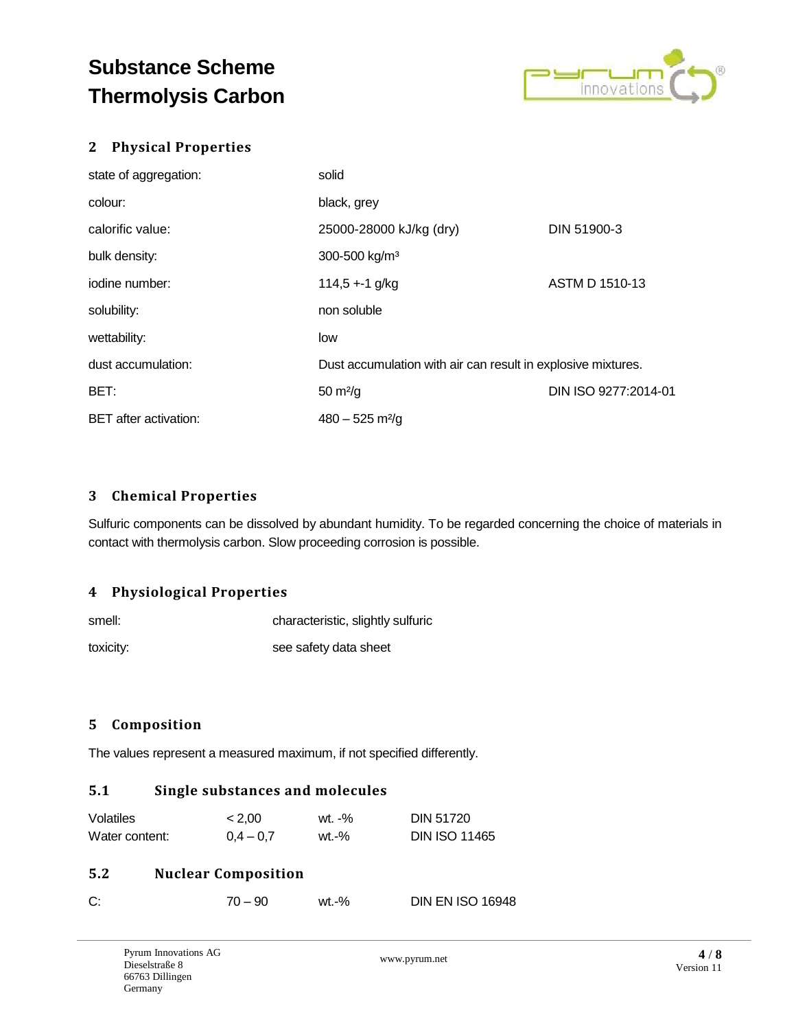# Substance Scheme
# Thermolysis Carbon

## 2 Physical Properties

| | | |
|---|---|---|
| state of aggregation: | solid | |
| colour: | black, grey | |
| calorific value: | 25000-28000 kJ/kg (dry) | DIN 51900-3 |
| bulk density: | 300-500 kg/m³ | |
| iodine number: | 114,5 +-1 g/kg | ASTM D 1510-13 |
| solubility: | non soluble | |
| wettability: | low | |
| dust accumulation: | Dust accumulation with air can result in explosive mixtures. | |
| BET: | 50 m²/g | DIN ISO 9277:2014-01 |
| BET after activation: | 480 – 525 m²/g | |

## 3 Chemical Properties

Sulfuric components can be dissolved by abundant humidity. To be regarded concerning the choice of materials in contact with thermolysis carbon. Slow proceeding corrosion is possible.

## 4 Physiological Properties

| | |
|---|---|
| smell: | characteristic, slightly sulfuric |
| toxicity: | see safety data sheet |

## 5 Composition

The values represent a measured maximum, if not specified differently.

### 5.1 Single substances and molecules

| | | | |
|---|---|---|---|
| Volatiles | < 2,00 | wt. -% | DIN 51720 |
| Water content: | 0,4 – 0,7 | wt.-% | DIN ISO 11465 |

### 5.2 Nuclear Composition

| | | | |
|---|---|---|---|
| C: | 70 – 90 | wt.-% | DIN EN ISO 16948 |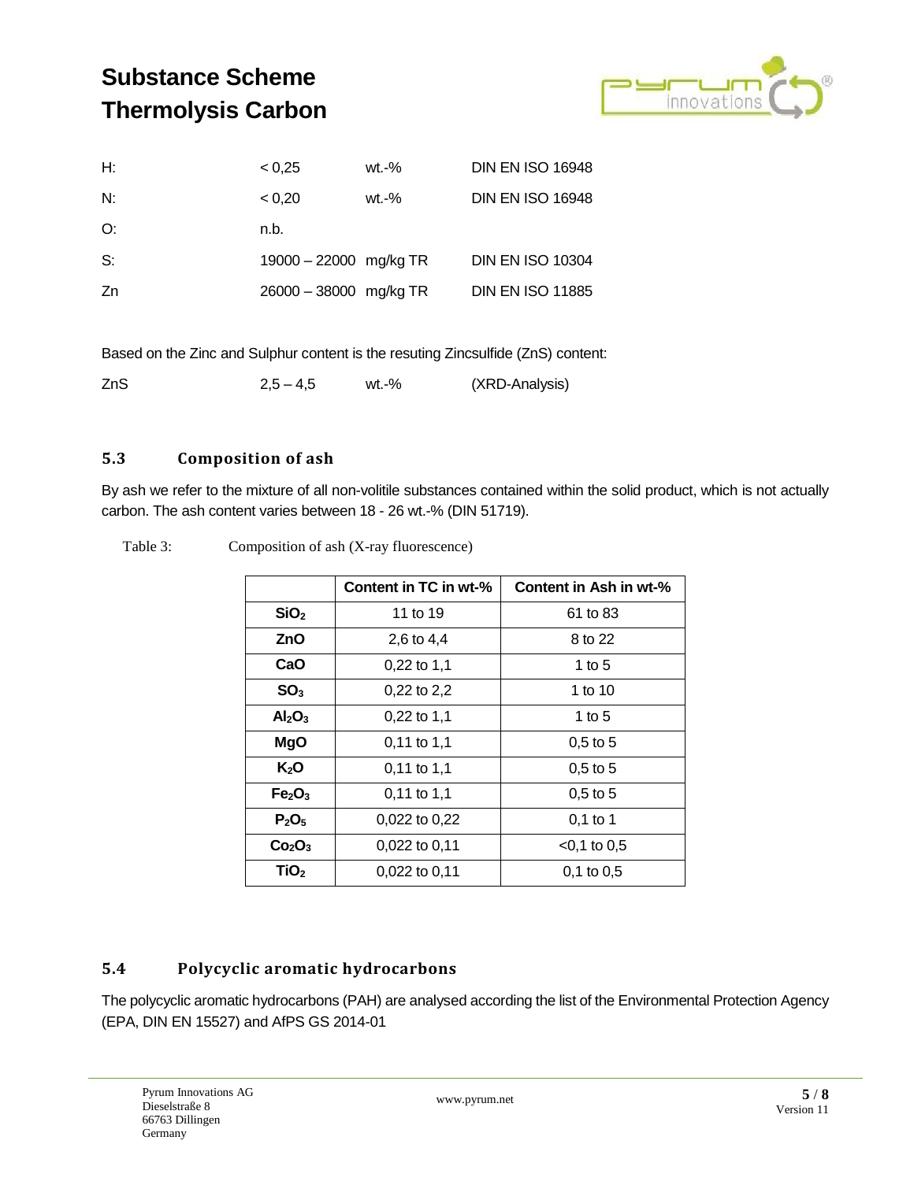| | | | |
|---|---|---|---|
| H: | < 0,25 | wt.-% | DIN EN ISO 16948 |
| N: | < 0,20 | wt.-% | DIN EN ISO 16948 |
| O: | n.b. | | |
| S: | 19000 – 22000 | mg/kg TR | DIN EN ISO 10304 |
| Zn | 26000 – 38000 | mg/kg TR | DIN EN ISO 11885 |

Based on the Zinc and Sulphur content is the resuting Zincsulfide (ZnS) content:

| | | | |
|---|---|---|---|
| ZnS | 2,5 – 4,5 | wt.-% | (XRD-Analysis) |

## 5.3 Composition of ash

By ash we refer to the mixture of all non-volitile substances contained within the solid product, which is not actually carbon. The ash content varies between 18 - 26 wt.-% (DIN 51719).

Table 3: Composition of ash (X-ray fluorescence)

| | Content in TC in wt-% | Content in Ash in wt-% |
|---|---|---|
| **$SiO_2$** | 11 to 19 | 61 to 83 |
| **ZnO** | 2,6 to 4,4 | 8 to 22 |
| **CaO** | 0,22 to 1,1 | 1 to 5 |
| **$SO_3$** | 0,22 to 2,2 | 1 to 10 |
| **$Al_2O_3$** | 0,22 to 1,1 | 1 to 5 |
| **MgO** | 0,11 to 1,1 | 0,5 to 5 |
| **$K_2O$** | 0,11 to 1,1 | 0,5 to 5 |
| **$Fe_2O_3$** | 0,11 to 1,1 | 0,5 to 5 |
| **$P_2O_5$** | 0,022 to 0,22 | 0,1 to 1 |
| **$Co_2O_3$** | 0,022 to 0,11 | <0,1 to 0,5 |
| **$TiO_2$** | 0,022 to 0,11 | 0,1 to 0,5 |

## 5.4 Polycyclic aromatic hydrocarbons

The polycyclic aromatic hydrocarbons (PAH) are analysed according the list of the Environmental Protection Agency (EPA, DIN EN 15527) and AfPS GS 2014-01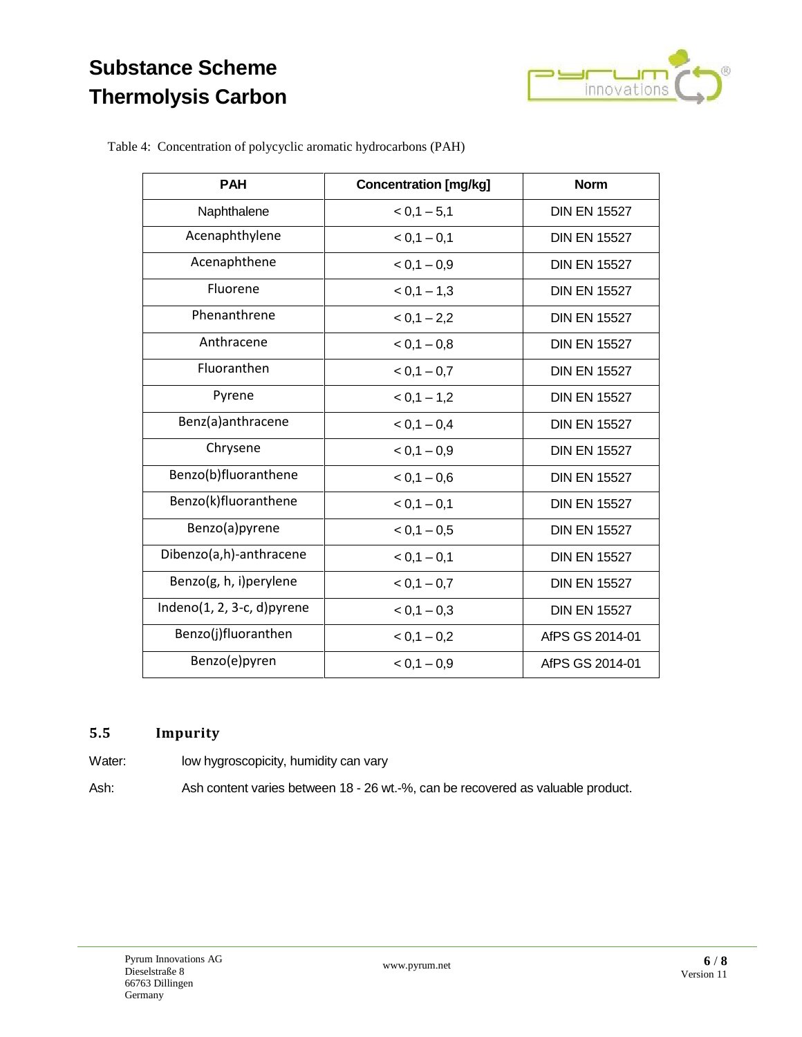Table 4: Concentration of polycyclic aromatic hydrocarbons (PAH)

| PAH | Concentration [mg/kg] | Norm |
|---|---|---|
| Naphthalene | < 0,1 – 5,1 | DIN EN 15527 |
| Acenaphthylene | < 0,1 – 0,1 | DIN EN 15527 |
| Acenaphthene | < 0,1 – 0,9 | DIN EN 15527 |
| Fluorene | < 0,1 – 1,3 | DIN EN 15527 |
| Phenanthrene | < 0,1 – 2,2 | DIN EN 15527 |
| Anthracene | < 0,1 – 0,8 | DIN EN 15527 |
| Fluoranthen | < 0,1 – 0,7 | DIN EN 15527 |
| Pyrene | < 0,1 – 1,2 | DIN EN 15527 |
| Benz(a)anthracene | < 0,1 – 0,4 | DIN EN 15527 |
| Chrysene | < 0,1 – 0,9 | DIN EN 15527 |
| Benzo(b)fluoranthene | < 0,1 – 0,6 | DIN EN 15527 |
| Benzo(k)fluoranthene | < 0,1 – 0,1 | DIN EN 15527 |
| Benzo(a)pyrene | < 0,1 – 0,5 | DIN EN 15527 |
| Dibenzo(a,h)-anthracene | < 0,1 – 0,1 | DIN EN 15527 |
| Benzo(g, h, i)perylene | < 0,1 – 0,7 | DIN EN 15527 |
| Indeno(1, 2, 3-c, d)pyrene | < 0,1 – 0,3 | DIN EN 15527 |
| Benzo(j)fluoranthen | < 0,1 – 0,2 | AfPS GS 2014-01 |
| Benzo(e)pyren | < 0,1 – 0,9 | AfPS GS 2014-01 |

## 5.5 Impurity

Water: low hygroscopicity, humidity can vary

Ash: Ash content varies between 18 - 26 wt.-%, can be recovered as valuable product.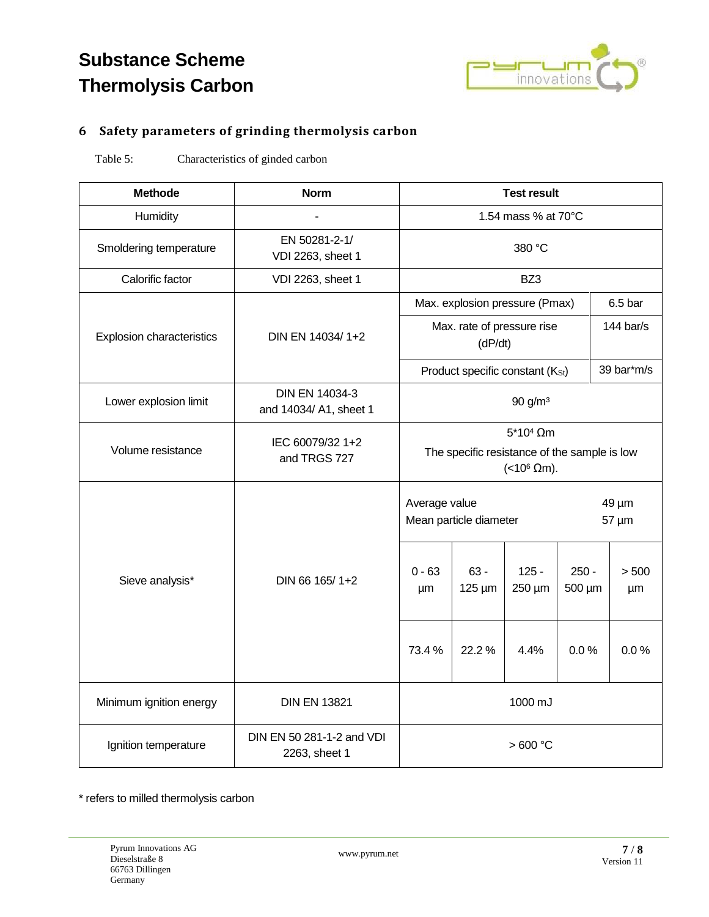## 6 Safety parameters of grinding thermolysis carbon

Table 5: Characteristics of ginded carbon

| Methode | Norm | Test result | | | | |
|---|---|---|---|---|---|---|
| Humidity | - | 1.54 mass % at 70°C | | | | |
| Smoldering temperature | EN 50281-2-1/ VDI 2263, sheet 1 | 380 °C | | | | |
| Calorific factor | VDI 2263, sheet 1 | BZ3 | | | | |
| Explosion characteristics | DIN EN 14034/ 1+2 | Max. explosion pressure (Pmax) | | | | 6.5 bar |
| | | Max. rate of pressure rise (dP/dt) | | | | 144 bar/s |
| | | Product specific constant ($K_{St}$) | | | | 39 bar*m/s |
| Lower explosion limit | DIN EN 14034-3 and 14034/ A1, sheet 1 | 90 g/m³ | | | | |
| Volume resistance | IEC 60079/32 1+2 and TRGS 727 | $5*10^4$ Ωm<br>The specific resistance of the sample is low ($<10^6$ Ωm). | | | | |
| Sieve analysis* | DIN 66 165/ 1+2 | Average value 49 µm<br>Mean particle diameter 57 µm | | | | |
| | | 0 - 63 µm | 63 - 125 µm | 125 - 250 µm | 250 - 500 µm | > 500 µm |
| | | 73.4 % | 22.2 % | 4.4% | 0.0 % | 0.0 % |
| Minimum ignition energy | DIN EN 13821 | 1000 mJ | | | | |
| Ignition temperature | DIN EN 50 281-1-2 and VDI 2263, sheet 1 | > 600 °C | | | | |

* refers to milled thermolysis carbon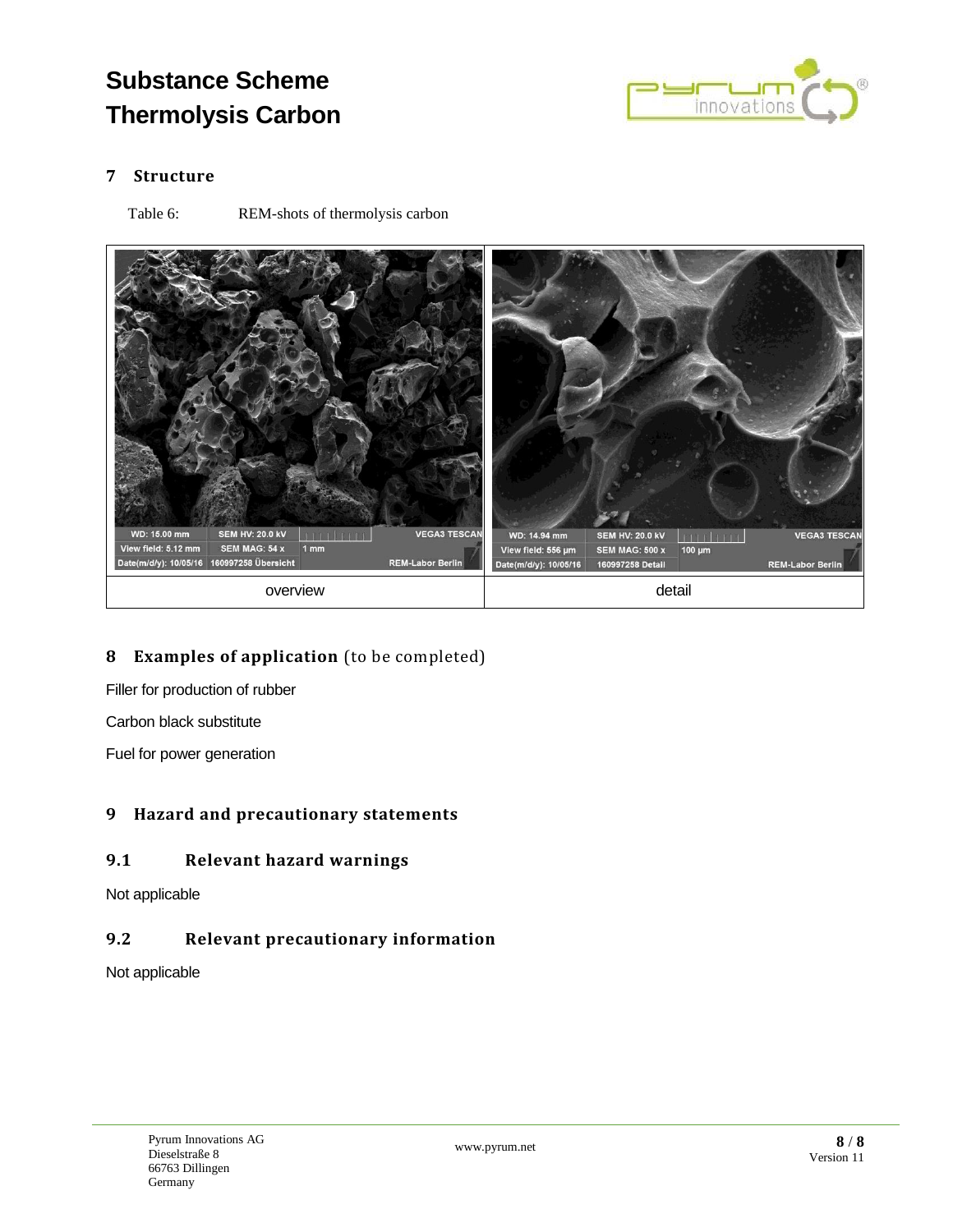## 7 Structure

Table 6: REM-shots of thermolysis carbon

| | |
|---|---|
| WD: 15.00 mm SEM HV: 20.0 kV VEGA3 TESCAN<br>View field: 5.12 mm SEM MAG: 54 x 1 mm<br>Date(m/d/y): 10/05/16 160997258 Übersicht REM-Labor Berlin | WD: 14.94 mm SEM HV: 20.0 kV VEGA3 TESCAN<br>View field: 556 µm SEM MAG: 500 x 100 µm<br>Date(m/d/y): 10/05/16 160997258 Detail REM-Labor Berlin |
| overview | detail |

## 8 Examples of application (to be completed)

Filler for production of rubber

Carbon black substitute

Fuel for power generation

## 9 Hazard and precautionary statements

### 9.1 Relevant hazard warnings

Not applicable

### 9.2 Relevant precautionary information

Not applicable